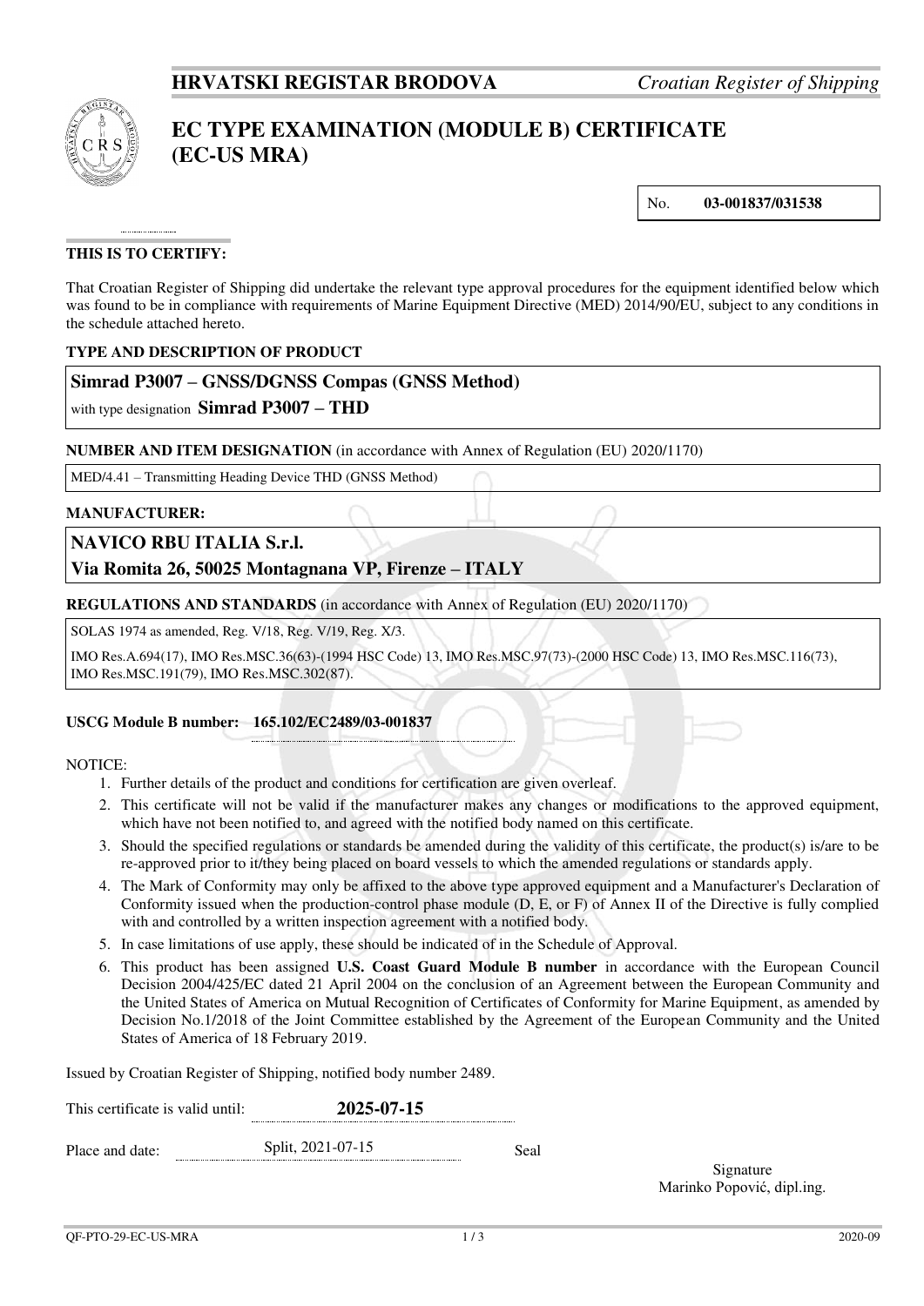**HRVATSKI REGISTAR BRODOVA** *Croatian Register of Shipping*

# EC TYPE EXAMINATION (MODULE B) CERTIFICATE (EC-US MRA)

No. **03-001837/031538**

**THIS IS TO CERTIFY:**

That Croatian Register of Shipping did undertake the relevant type approval procedures for the equipment identified below which was found to be in compliance with requirements of Marine Equipment Directive (MED) 2014/90/EU, subject to any conditions in the schedule attached hereto.

**TYPE AND DESCRIPTION OF PRODUCT**

**Simrad P3007 – GNSS/DGNSS Compas (GNSS Method)**

with type designation **Simrad P3007 – THD**

**NUMBER AND ITEM DESIGNATION** (in accordance with Annex of Regulation (EU) 2020/1170)

MED/4.41 – Transmitting Heading Device THD (GNSS Method)

**MANUFACTURER:**

**NAVICO RBU ITALIA S.r.l.**
**Via Romita 26, 50025 Montagnana VP, Firenze – ITALY**

**REGULATIONS AND STANDARDS** (in accordance with Annex of Regulation (EU) 2020/1170)

SOLAS 1974 as amended, Reg. V/18, Reg. V/19, Reg. X/3.

IMO Res.A.694(17), IMO Res.MSC.36(63)-(1994 HSC Code) 13, IMO Res.MSC.97(73)-(2000 HSC Code) 13, IMO Res.MSC.116(73), IMO Res.MSC.191(79), IMO Res.MSC.302(87).

**USCG Module B number: 165.102/EC2489/03-001837**

NOTICE:

1. Further details of the product and conditions for certification are given overleaf.
2. This certificate will not be valid if the manufacturer makes any changes or modifications to the approved equipment, which have not been notified to, and agreed with the notified body named on this certificate.
3. Should the specified regulations or standards be amended during the validity of this certificate, the product(s) is/are to be re-approved prior to it/they being placed on board vessels to which the amended regulations or standards apply.
4. The Mark of Conformity may only be affixed to the above type approved equipment and a Manufacturer's Declaration of Conformity issued when the production-control phase module (D, E, or F) of Annex II of the Directive is fully complied with and controlled by a written inspection agreement with a notified body.
5. In case limitations of use apply, these should be indicated of in the Schedule of Approval.
6. This product has been assigned **U.S. Coast Guard Module B number** in accordance with the European Council Decision 2004/425/EC dated 21 April 2004 on the conclusion of an Agreement between the European Community and the United States of America on Mutual Recognition of Certificates of Conformity for Marine Equipment, as amended by Decision No.1/2018 of the Joint Committee established by the Agreement of the European Community and the United States of America of 18 February 2019.

Issued by Croatian Register of Shipping, notified body number 2489.

This certificate is valid until: **2025-07-15**

Place and date: Split, 2021-07-15

Seal

Signature
Marinko Popović, dipl.ing.

QF-PTO-29-EC-US-MRA 2020-09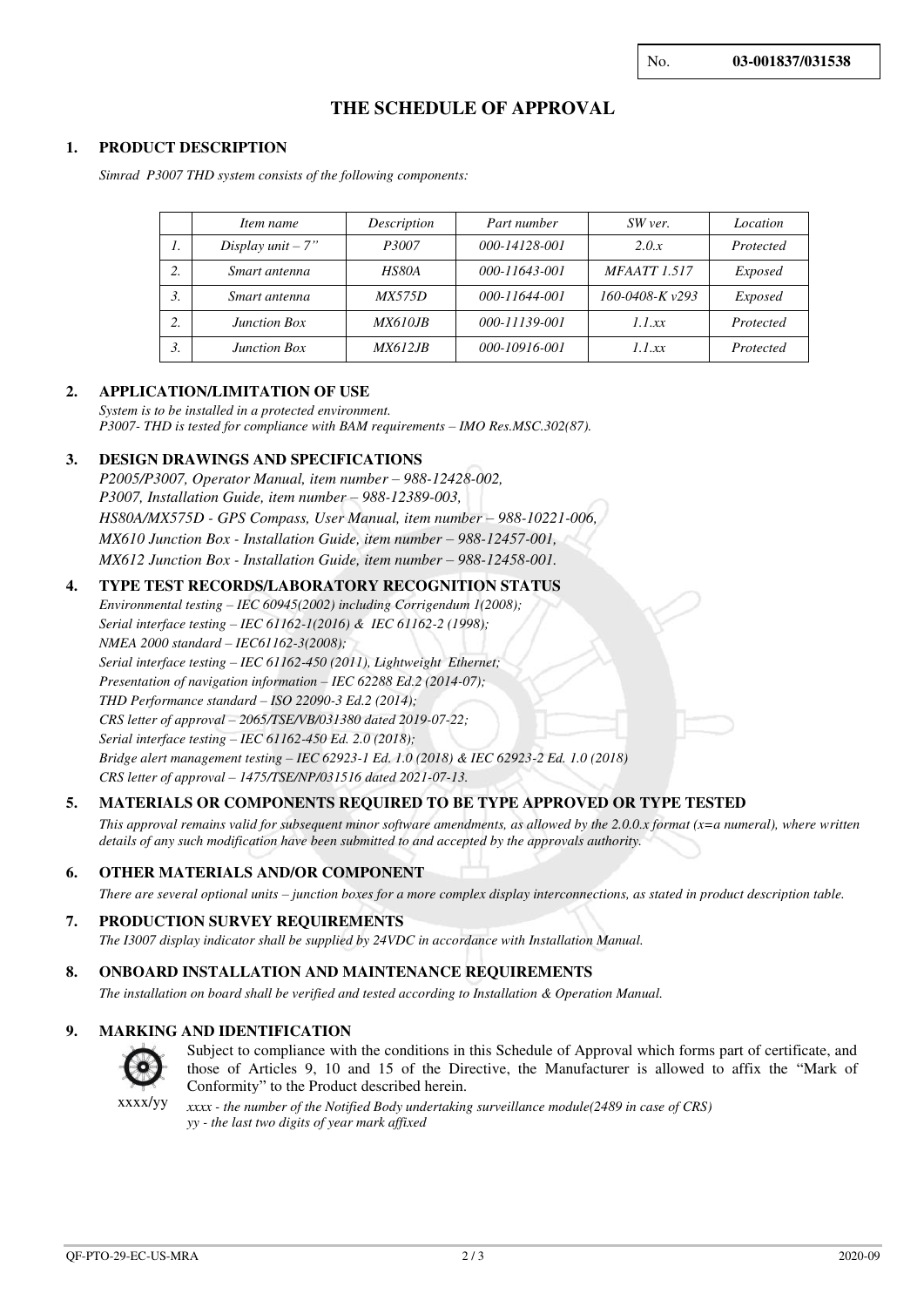No. **03-001837/031538**

# THE SCHEDULE OF APPROVAL

## 1. PRODUCT DESCRIPTION

*Simrad P3007 THD system consists of the following components:*

| | *Item name* | *Description* | *Part number* | *SW ver.* | *Location* |
|---|---|---|---|---|---|
| *1.* | *Display unit – 7"* | *P3007* | *000-14128-001* | *2.0.x* | *Protected* |
| *2.* | *Smart antenna* | *HS80A* | *000-11643-001* | *MFAATT 1.517* | *Exposed* |
| *3.* | *Smart antenna* | *MX575D* | *000-11644-001* | *160-0408-K v293* | *Exposed* |
| *2.* | *Junction Box* | *MX610JB* | *000-11139-001* | *1.1.xx* | *Protected* |
| *3.* | *Junction Box* | *MX612JB* | *000-10916-001* | *1.1.xx* | *Protected* |

## 2. APPLICATION/LIMITATION OF USE

*System is to be installed in a protected environment.*
*P3007- THD is tested for compliance with BAM requirements – IMO Res.MSC.302(87).*

## 3. DESIGN DRAWINGS AND SPECIFICATIONS

*P2005/P3007, Operator Manual, item number – 988-12428-002,*
*P3007, Installation Guide, item number – 988-12389-003,*
*HS80A/MX575D - GPS Compass, User Manual, item number – 988-10221-006,*
*MX610 Junction Box - Installation Guide, item number – 988-12457-001,*
*MX612 Junction Box - Installation Guide, item number – 988-12458-001.*

## 4. TYPE TEST RECORDS/LABORATORY RECOGNITION STATUS

*Environmental testing – IEC 60945(2002) including Corrigendum 1(2008);*
*Serial interface testing – IEC 61162-1(2016) & IEC 61162-2 (1998);*
*NMEA 2000 standard – IEC61162-3(2008);*
*Serial interface testing – IEC 61162-450 (2011), Lightweight Ethernet;*
*Presentation of navigation information – IEC 62288 Ed.2 (2014-07);*
*THD Performance standard – ISO 22090-3 Ed.2 (2014);*
*CRS letter of approval – 2065/TSE/VB/031380 dated 2019-07-22;*
*Serial interface testing – IEC 61162-450 Ed. 2.0 (2018);*
*Bridge alert management testing – IEC 62923-1 Ed. 1.0 (2018) & IEC 62923-2 Ed. 1.0 (2018)*
*CRS letter of approval – 1475/TSE/NP/031516 dated 2021-07-13.*

## 5. MATERIALS OR COMPONENTS REQUIRED TO BE TYPE APPROVED OR TYPE TESTED

*This approval remains valid for subsequent minor software amendments, as allowed by the 2.0.0.x format (x=a numeral), where written details of any such modification have been submitted to and accepted by the approvals authority.*

## 6. OTHER MATERIALS AND/OR COMPONENT

*There are several optional units – junction boxes for a more complex display interconnections, as stated in product description table.*

## 7. PRODUCTION SURVEY REQUIREMENTS

*The I3007 display indicator shall be supplied by 24VDC in accordance with Installation Manual.*

## 8. ONBOARD INSTALLATION AND MAINTENANCE REQUIREMENTS

*The installation on board shall be verified and tested according to Installation & Operation Manual.*

## 9. MARKING AND IDENTIFICATION

xxxx/yy

Subject to compliance with the conditions in this Schedule of Approval which forms part of certificate, and those of Articles 9, 10 and 15 of the Directive, the Manufacturer is allowed to affix the "Mark of Conformity" to the Product described herein.

*xxxx - the number of the Notified Body undertaking surveillance module(2489 in case of CRS)*
*yy - the last two digits of year mark affixed*

QF-PTO-29-EC-US-MRA 2020-09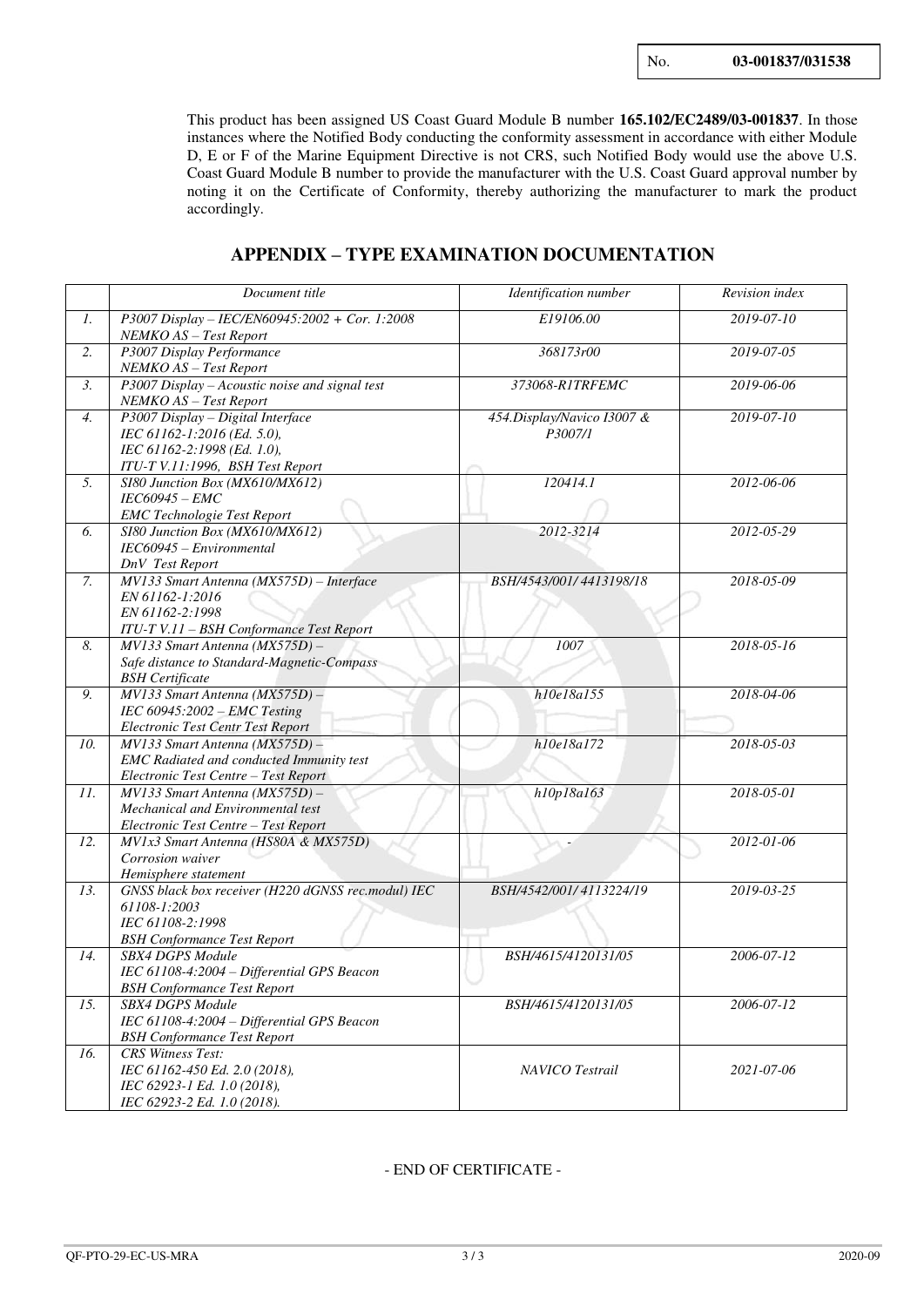No. **03-001837/031538**

This product has been assigned US Coast Guard Module B number **165.102/EC2489/03-001837**. In those instances where the Notified Body conducting the conformity assessment in accordance with either Module D, E or F of the Marine Equipment Directive is not CRS, such Notified Body would use the above U.S. Coast Guard Module B number to provide the manufacturer with the U.S. Coast Guard approval number by noting it on the Certificate of Conformity, thereby authorizing the manufacturer to mark the product accordingly.

## APPENDIX – TYPE EXAMINATION DOCUMENTATION

| | *Document title* | *Identification number* | *Revision index* |
|---|---|---|---|
| *1.* | *P3007 Display – IEC/EN60945:2002 + Cor. 1:2008*<br>*NEMKO AS – Test Report* | *E19106.00* | *2019-07-10* |
| *2.* | *P3007 Display Performance*<br>*NEMKO AS – Test Report* | *368173r00* | *2019-07-05* |
| *3.* | *P3007 Display – Acoustic noise and signal test*<br>*NEMKO AS – Test Report* | *373068-R1TRFEMC* | *2019-06-06* |
| *4.* | *P3007 Display – Digital Interface*<br>*IEC 61162-1:2016 (Ed. 5.0),*<br>*IEC 61162-2:1998 (Ed. 1.0),*<br>*ITU-T V.11:1996, BSH Test Report* | *454.Display/Navico I3007 & P3007/1* | *2019-07-10* |
| *5.* | *SI80 Junction Box (MX610/MX612)*<br>*IEC60945 – EMC*<br>*EMC Technologie Test Report* | *120414.1* | *2012-06-06* |
| *6.* | *SI80 Junction Box (MX610/MX612)*<br>*IEC60945 – Environmental*<br>*DnV Test Report* | *2012-3214* | *2012-05-29* |
| *7.* | *MV133 Smart Antenna (MX575D) – Interface*<br>*EN 61162-1:2016*<br>*EN 61162-2:1998*<br>*ITU-T V.11 – BSH Conformance Test Report* | *BSH/4543/001/ 4413198/18* | *2018-05-09* |
| *8.* | *MV133 Smart Antenna (MX575D) –*<br>*Safe distance to Standard-Magnetic-Compass*<br>*BSH Certificate* | *1007* | *2018-05-16* |
| *9.* | *MV133 Smart Antenna (MX575D) –*<br>*IEC 60945:2002 – EMC Testing*<br>*Electronic Test Centr Test Report* | *h10e18a155* | *2018-04-06* |
| *10.* | *MV133 Smart Antenna (MX575D) –*<br>*EMC Radiated and conducted Immunity test*<br>*Electronic Test Centre – Test Report* | *h10e18a172* | *2018-05-03* |
| *11.* | *MV133 Smart Antenna (MX575D) –*<br>*Mechanical and Environmental test*<br>*Electronic Test Centre – Test Report* | *h10p18a163* | *2018-05-01* |
| *12.* | *MV1x3 Smart Antenna (HS80A & MX575D)*<br>*Corrosion waiver*<br>*Hemisphere statement* | *-* | *2012-01-06* |
| *13.* | *GNSS black box receiver (H220 dGNSS rec.modul) IEC 61108-1:2003*<br>*IEC 61108-2:1998*<br>*BSH Conformance Test Report* | *BSH/4542/001/ 4113224/19* | *2019-03-25* |
| *14.* | *SBX4 DGPS Module*<br>*IEC 61108-4:2004 – Differential GPS Beacon*<br>*BSH Conformance Test Report* | *BSH/4615/4120131/05* | *2006-07-12* |
| *15.* | *SBX4 DGPS Module*<br>*IEC 61108-4:2004 – Differential GPS Beacon*<br>*BSH Conformance Test Report* | *BSH/4615/4120131/05* | *2006-07-12* |
| *16.* | *CRS Witness Test:*<br>*IEC 61162-450 Ed. 2.0 (2018),*<br>*IEC 62923-1 Ed. 1.0 (2018),*<br>*IEC 62923-2 Ed. 1.0 (2018).* | *NAVICO Testrail* | *2021-07-06* |

- END OF CERTIFICATE -

QF-PTO-29-EC-US-MRA 2020-09